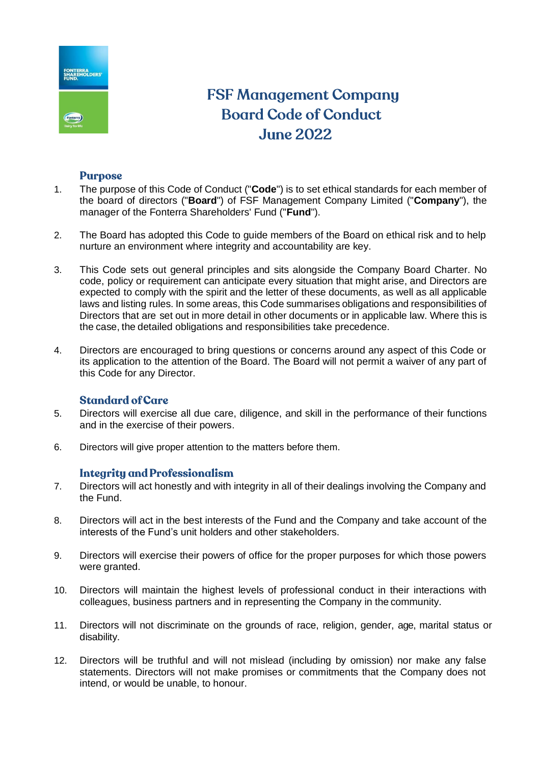# FSF Management Company Board Code of Conduct June 2022

## Purpose

1. The purpose of this Code of Conduct ("**Code**") is to set ethical standards for each member of the board of directors ("**Board**") of FSF Management Company Limited ("**Company**"), the manager of the Fonterra Shareholders' Fund ("**Fund**").

2. The Board has adopted this Code to guide members of the Board on ethical risk and to help nurture an environment where integrity and accountability are key.

3. This Code sets out general principles and sits alongside the Company Board Charter. No code, policy or requirement can anticipate every situation that might arise, and Directors are expected to comply with the spirit and the letter of these documents, as well as all applicable laws and listing rules. In some areas, this Code summarises obligations and responsibilities of Directors that are set out in more detail in other documents or in applicable law. Where this is the case, the detailed obligations and responsibilities take precedence.

4. Directors are encouraged to bring questions or concerns around any aspect of this Code or its application to the attention of the Board. The Board will not permit a waiver of any part of this Code for any Director.

## Standard of Care

5. Directors will exercise all due care, diligence, and skill in the performance of their functions and in the exercise of their powers.

6. Directors will give proper attention to the matters before them.

## Integrity and Professionalism

7. Directors will act honestly and with integrity in all of their dealings involving the Company and the Fund.

8. Directors will act in the best interests of the Fund and the Company and take account of the interests of the Fund's unit holders and other stakeholders.

9. Directors will exercise their powers of office for the proper purposes for which those powers were granted.

10. Directors will maintain the highest levels of professional conduct in their interactions with colleagues, business partners and in representing the Company in the community.

11. Directors will not discriminate on the grounds of race, religion, gender, age, marital status or disability.

12. Directors will be truthful and will not mislead (including by omission) nor make any false statements. Directors will not make promises or commitments that the Company does not intend, or would be unable, to honour.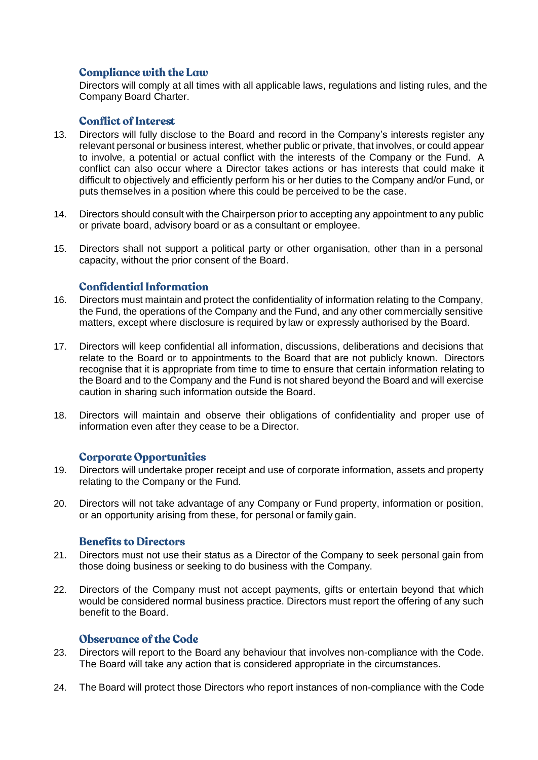### Compliance with the Law

Directors will comply at all times with all applicable laws, regulations and listing rules, and the Company Board Charter.

### Conflict of Interest

13. Directors will fully disclose to the Board and record in the Company's interests register any relevant personal or business interest, whether public or private, that involves, or could appear to involve, a potential or actual conflict with the interests of the Company or the Fund. A conflict can also occur where a Director takes actions or has interests that could make it difficult to objectively and efficiently perform his or her duties to the Company and/or Fund, or puts themselves in a position where this could be perceived to be the case.

14. Directors should consult with the Chairperson prior to accepting any appointment to any public or private board, advisory board or as a consultant or employee.

15. Directors shall not support a political party or other organisation, other than in a personal capacity, without the prior consent of the Board.

### Confidential Information

16. Directors must maintain and protect the confidentiality of information relating to the Company, the Fund, the operations of the Company and the Fund, and any other commercially sensitive matters, except where disclosure is required by law or expressly authorised by the Board.

17. Directors will keep confidential all information, discussions, deliberations and decisions that relate to the Board or to appointments to the Board that are not publicly known. Directors recognise that it is appropriate from time to time to ensure that certain information relating to the Board and to the Company and the Fund is not shared beyond the Board and will exercise caution in sharing such information outside the Board.

18. Directors will maintain and observe their obligations of confidentiality and proper use of information even after they cease to be a Director.

### Corporate Opportunities

19. Directors will undertake proper receipt and use of corporate information, assets and property relating to the Company or the Fund.

20. Directors will not take advantage of any Company or Fund property, information or position, or an opportunity arising from these, for personal or family gain.

### Benefits to Directors

21. Directors must not use their status as a Director of the Company to seek personal gain from those doing business or seeking to do business with the Company.

22. Directors of the Company must not accept payments, gifts or entertain beyond that which would be considered normal business practice. Directors must report the offering of any such benefit to the Board.

### Observance of the Code

23. Directors will report to the Board any behaviour that involves non-compliance with the Code. The Board will take any action that is considered appropriate in the circumstances.

24. The Board will protect those Directors who report instances of non-compliance with the Code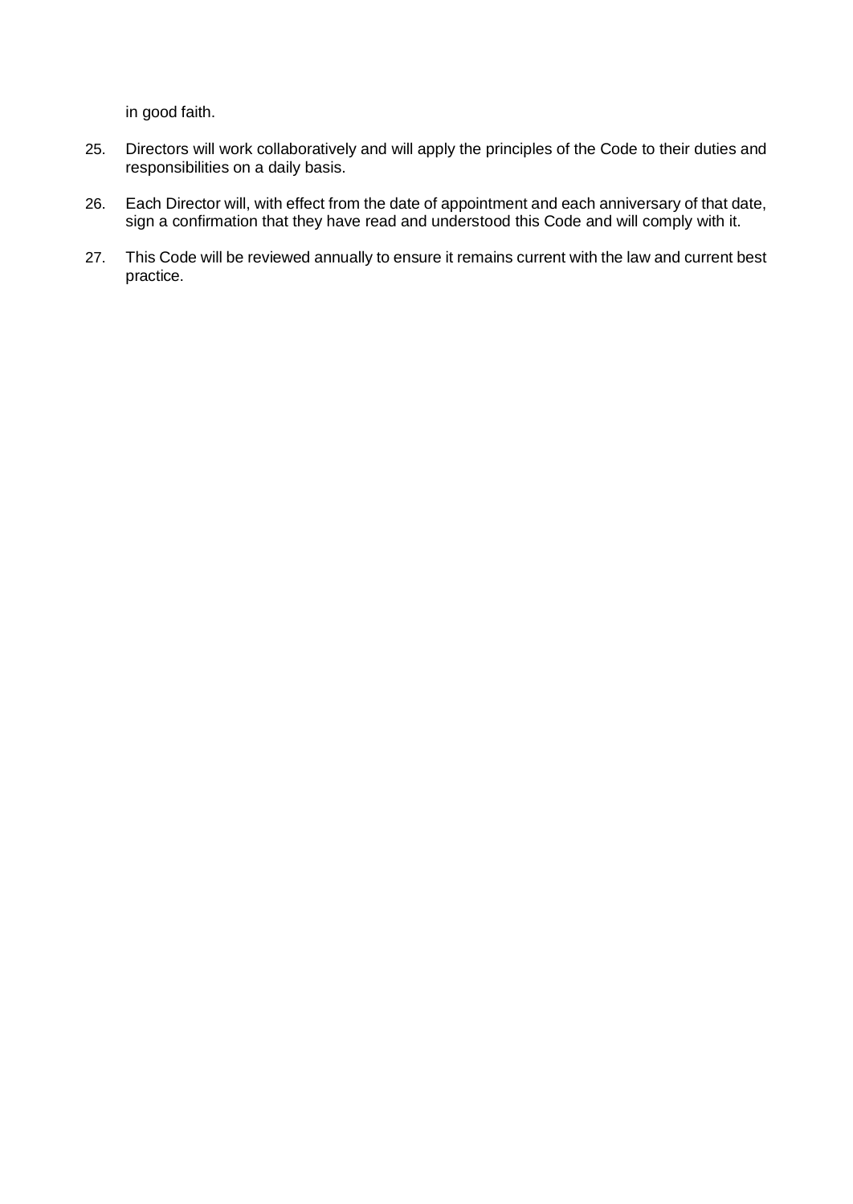in good faith.

25. Directors will work collaboratively and will apply the principles of the Code to their duties and responsibilities on a daily basis.

26. Each Director will, with effect from the date of appointment and each anniversary of that date, sign a confirmation that they have read and understood this Code and will comply with it.

27. This Code will be reviewed annually to ensure it remains current with the law and current best practice.